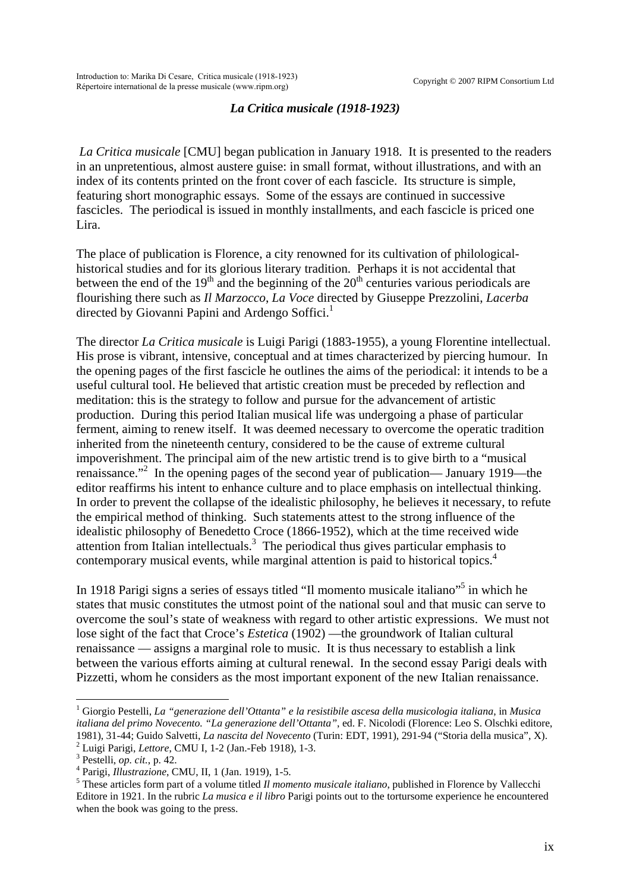### *La Critica musicale (1918-1923)*

*La Critica musicale* [CMU] began publication in January 1918. It is presented to the readers in an unpretentious, almost austere guise: in small format, without illustrations, and with an index of its contents printed on the front cover of each fascicle. Its structure is simple, featuring short monographic essays. Some of the essays are continued in successive fascicles. The periodical is issued in monthly installments, and each fascicle is priced one Lira.

The place of publication is Florence, a city renowned for its cultivation of philological-historical studies and for its glorious literary tradition. Perhaps it is not accidental that between the end of the 19th and the beginning of the 20th centuries various periodicals are flourishing there such as *Il Marzocco*, *La Voce* directed by Giuseppe Prezzolini, *Lacerba* directed by Giovanni Papini and Ardengo Soffici.[1]

The director *La Critica musicale* is Luigi Parigi (1883-1955), a young Florentine intellectual. His prose is vibrant, intensive, conceptual and at times characterized by piercing humour. In the opening pages of the first fascicle he outlines the aims of the periodical: it intends to be a useful cultural tool. He believed that artistic creation must be preceded by reflection and meditation: this is the strategy to follow and pursue for the advancement of artistic production. During this period Italian musical life was undergoing a phase of particular ferment, aiming to renew itself. It was deemed necessary to overcome the operatic tradition inherited from the nineteenth century, considered to be the cause of extreme cultural impoverishment. The principal aim of the new artistic trend is to give birth to a "musical renaissance."[2] In the opening pages of the second year of publication— January 1919—the editor reaffirms his intent to enhance culture and to place emphasis on intellectual thinking. In order to prevent the collapse of the idealistic philosophy, he believes it necessary, to refute the empirical method of thinking. Such statements attest to the strong influence of the idealistic philosophy of Benedetto Croce (1866-1952), which at the time received wide attention from Italian intellectuals.[3] The periodical thus gives particular emphasis to contemporary musical events, while marginal attention is paid to historical topics.[4]

In 1918 Parigi signs a series of essays titled "Il momento musicale italiano"[5] in which he states that music constitutes the utmost point of the national soul and that music can serve to overcome the soul's state of weakness with regard to other artistic expressions. We must not lose sight of the fact that Croce's *Estetica* (1902) —the groundwork of Italian cultural renaissance — assigns a marginal role to music. It is thus necessary to establish a link between the various efforts aiming at cultural renewal. In the second essay Parigi deals with Pizzetti, whom he considers as the most important exponent of the new Italian renaissance.

---

[1] Giorgio Pestelli, *La "generazione dell'Ottanta" e la resistibile ascesa della musicologia italiana*, in *Musica italiana del primo Novecento. "La generazione dell'Ottanta"*, ed. F. Nicolodi (Florence: Leo S. Olschki editore, 1981), 31-44; Guido Salvetti, *La nascita del Novecento* (Turin: EDT, 1991), 291-94 ("Storia della musica", X).

[2] Luigi Parigi, *Lettore*, CMU I, 1-2 (Jan.-Feb 1918), 1-3.

[3] Pestelli, *op. cit.*, p. 42.

[4] Parigi, *Illustrazione*, CMU, II, 1 (Jan. 1919), 1-5.

[5] These articles form part of a volume titled *Il momento musicale italiano*, published in Florence by Vallecchi Editore in 1921. In the rubric *La musica e il libro* Parigi points out to the tortursome experience he encountered when the book was going to the press.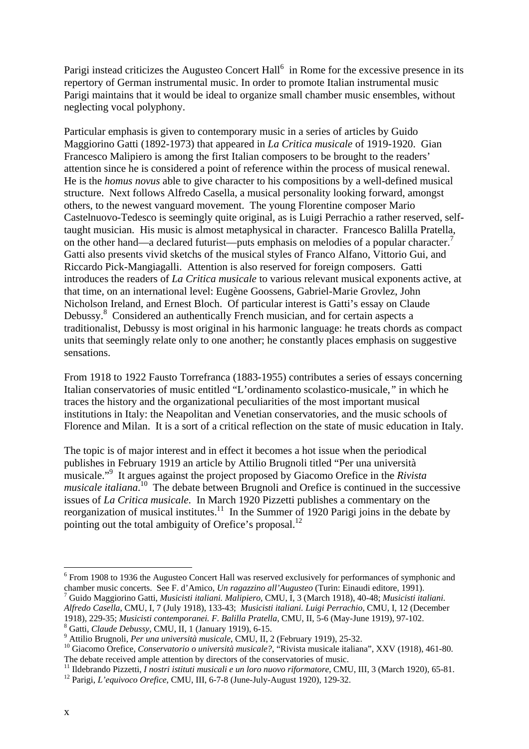Parigi instead criticizes the Augusteo Concert Hall[6] in Rome for the excessive presence in its repertory of German instrumental music. In order to promote Italian instrumental music Parigi maintains that it would be ideal to organize small chamber music ensembles, without neglecting vocal polyphony.

Particular emphasis is given to contemporary music in a series of articles by Guido Maggiorino Gatti (1892-1973) that appeared in *La Critica musicale* of 1919-1920. Gian Francesco Malipiero is among the first Italian composers to be brought to the readers' attention since he is considered a point of reference within the process of musical renewal. He is the *homus novus* able to give character to his compositions by a well-defined musical structure. Next follows Alfredo Casella, a musical personality looking forward, amongst others, to the newest vanguard movement. The young Florentine composer Mario Castelnuovo-Tedesco is seemingly quite original, as is Luigi Perrachio a rather reserved, self-taught musician. His music is almost metaphysical in character. Francesco Balilla Pratella, on the other hand—a declared futurist—puts emphasis on melodies of a popular character.[7] Gatti also presents vivid sketchs of the musical styles of Franco Alfano, Vittorio Gui, and Riccardo Pick-Mangiagalli. Attention is also reserved for foreign composers. Gatti introduces the readers of *La Critica musicale* to various relevant musical exponents active, at that time, on an international level: Eugène Goossens, Gabriel-Marie Grovlez, John Nicholson Ireland, and Ernest Bloch. Of particular interest is Gatti's essay on Claude Debussy.[8] Considered an authentically French musician, and for certain aspects a traditionalist, Debussy is most original in his harmonic language: he treats chords as compact units that seemingly relate only to one another; he constantly places emphasis on suggestive sensations.

From 1918 to 1922 Fausto Torrefranca (1883-1955) contributes a series of essays concerning Italian conservatories of music entitled "L'ordinamento scolastico-musicale*,"* in which he traces the history and the organizational peculiarities of the most important musical institutions in Italy: the Neapolitan and Venetian conservatories, and the music schools of Florence and Milan. It is a sort of a critical reflection on the state of music education in Italy.

The topic is of major interest and in effect it becomes a hot issue when the periodical publishes in February 1919 an article by Attilio Brugnoli titled "Per una università musicale."[9] It argues against the project proposed by Giacomo Orefice in the *Rivista musicale italiana*.[10] The debate between Brugnoli and Orefice is continued in the successive issues of *La Critica musicale*. In March 1920 Pizzetti publishes a commentary on the reorganization of musical institutes.[11] In the Summer of 1920 Parigi joins in the debate by pointing out the total ambiguity of Orefice's proposal.[12]

---

[6] From 1908 to 1936 the Augusteo Concert Hall was reserved exclusively for performances of symphonic and chamber music concerts. See F. d'Amico, *Un ragazzino all'Augusteo* (Turin: Einaudi editore, 1991).

[7] Guido Maggiorino Gatti, *Musicisti italiani. Malipiero*, CMU, I, 3 (March 1918), 40-48; *Musicisti italiani. Alfredo Casella*, CMU, I, 7 (July 1918), 133-43; *Musicisti italiani. Luigi Perrachio*, CMU, I, 12 (December 1918), 229-35; *Musicisti contemporanei. F. Balilla Pratella*, CMU, II, 5-6 (May-June 1919), 97-102.

[8] Gatti, *Claude Debussy*, CMU, II, 1 (January 1919), 6-15.

[9] Attilio Brugnoli, *Per una università musicale*, CMU, II, 2 (February 1919), 25-32.

[10] Giacomo Orefice, *Conservatorio o università musicale?*, "Rivista musicale italiana", XXV (1918), 461-80. The debate received ample attention by directors of the conservatories of music.

[11] Ildebrando Pizzetti, *I nostri istituti musicali e un loro nuovo riformatore*, CMU, III, 3 (March 1920), 65-81.

[12] Parigi, *L'equivoco Orefice*, CMU, III, 6-7-8 (June-July-August 1920), 129-32.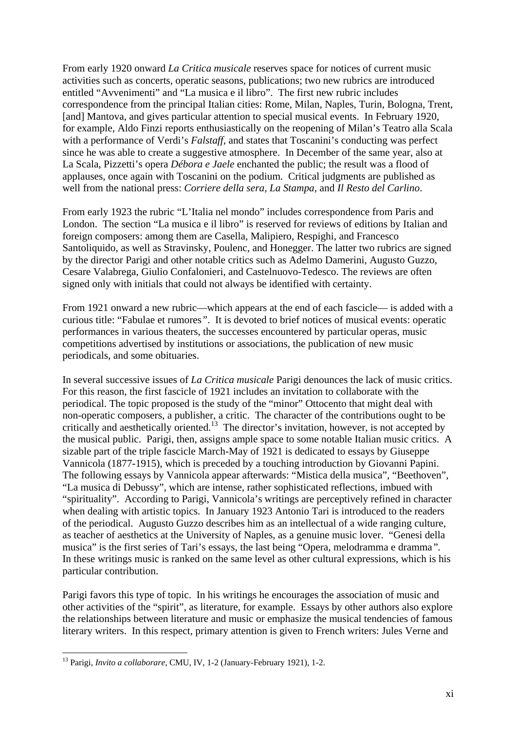From early 1920 onward *La Critica musicale* reserves space for notices of current music activities such as concerts, operatic seasons, publications; two new rubrics are introduced entitled "Avvenimenti" and "La musica e il libro". The first new rubric includes correspondence from the principal Italian cities: Rome, Milan, Naples, Turin, Bologna, Trent, [and] Mantova, and gives particular attention to special musical events. In February 1920, for example, Aldo Finzi reports enthusiastically on the reopening of Milan's Teatro alla Scala with a performance of Verdi's *Falstaff*, and states that Toscanini's conducting was perfect since he was able to create a suggestive atmosphere. In December of the same year, also at La Scala, Pizzetti's opera *Débora e Jaele* enchanted the public; the result was a flood of applauses, once again with Toscanini on the podium. Critical judgments are published as well from the national press: *Corriere della sera*, *La Stampa*, and *Il Resto del Carlino*.

From early 1923 the rubric "L'Italia nel mondo" includes correspondence from Paris and London. The section "La musica e il libro" is reserved for reviews of editions by Italian and foreign composers: among them are Casella, Malipiero, Respighi, and Francesco Santoliquido, as well as Stravinsky, Poulenc, and Honegger. The latter two rubrics are signed by the director Parigi and other notable critics such as Adelmo Damerini, Augusto Guzzo, Cesare Valabrega, Giulio Confalonieri, and Castelnuovo-Tedesco. The reviews are often signed only with initials that could not always be identified with certainty.

From 1921 onward a new rubric—which appears at the end of each fascicle— is added with a curious title: "Fabulae et rumores". It is devoted to brief notices of musical events: operatic performances in various theaters, the successes encountered by particular operas, music competitions advertised by institutions or associations, the publication of new music periodicals, and some obituaries.

In several successive issues of *La Critica musicale* Parigi denounces the lack of music critics. For this reason, the first fascicle of 1921 includes an invitation to collaborate with the periodical. The topic proposed is the study of the "minor" Ottocento that might deal with non-operatic composers, a publisher, a critic. The character of the contributions ought to be critically and aesthetically oriented.[13] The director's invitation, however, is not accepted by the musical public. Parigi, then, assigns ample space to some notable Italian music critics. A sizable part of the triple fascicle March-May of 1921 is dedicated to essays by Giuseppe Vannicola (1877-1915), which is preceded by a touching introduction by Giovanni Papini. The following essays by Vannicola appear afterwards: "Mistica della musica", "Beethoven", "La musica di Debussy", which are intense, rather sophisticated reflections, imbued with "spirituality". According to Parigi, Vannicola's writings are perceptively refined in character when dealing with artistic topics. In January 1923 Antonio Tari is introduced to the readers of the periodical. Augusto Guzzo describes him as an intellectual of a wide ranging culture, as teacher of aesthetics at the University of Naples, as a genuine music lover. "Genesi della musica" is the first series of Tari's essays, the last being "Opera, melodramma e dramma". In these writings music is ranked on the same level as other cultural expressions, which is his particular contribution.

Parigi favors this type of topic. In his writings he encourages the association of music and other activities of the "spirit", as literature, for example. Essays by other authors also explore the relationships between literature and music or emphasize the musical tendencies of famous literary writers. In this respect, primary attention is given to French writers: Jules Verne and

---

[13] Parigi, *Invito a collaborare*, CMU, IV, 1-2 (January-February 1921), 1-2.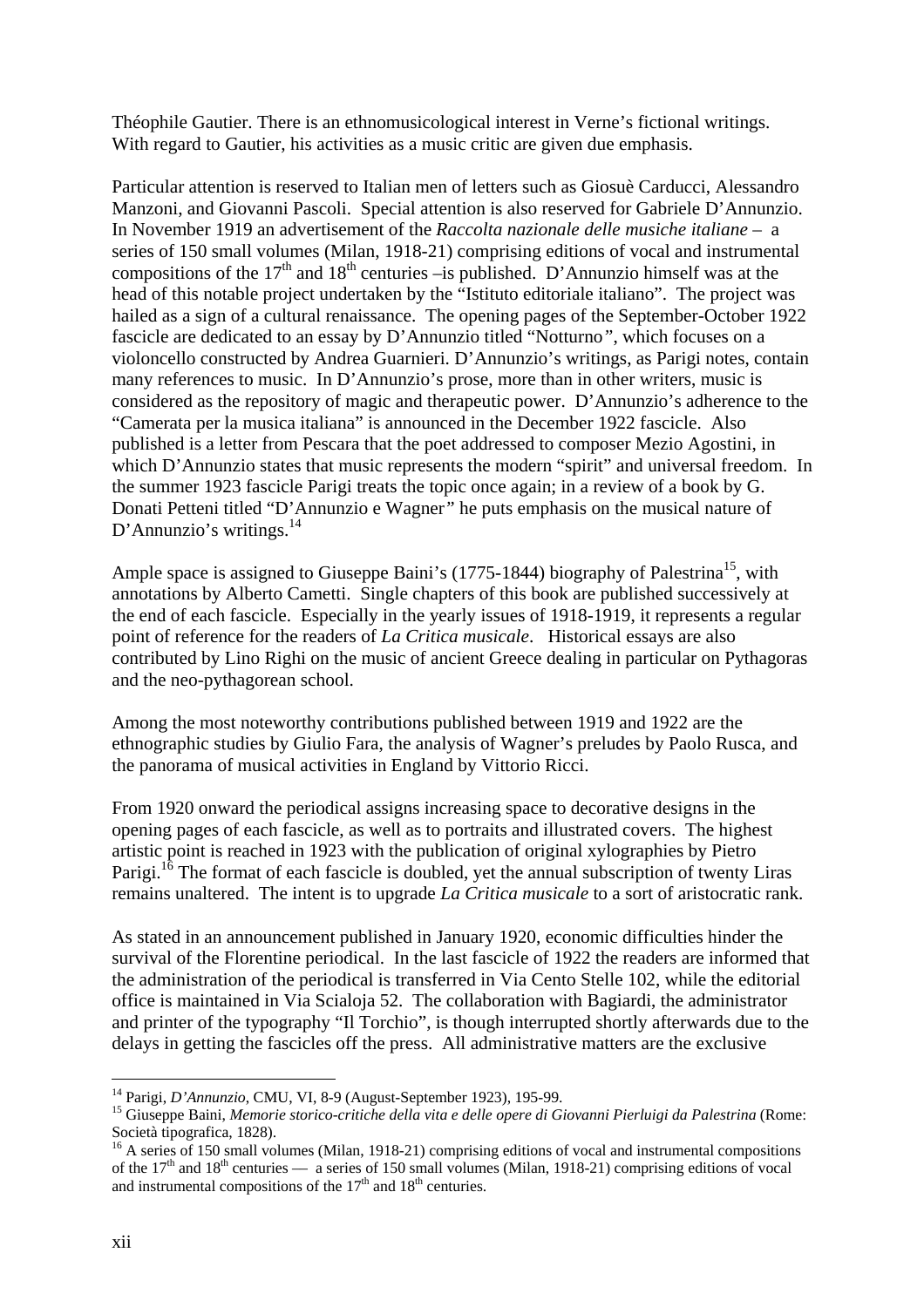Théophile Gautier. There is an ethnomusicological interest in Verne's fictional writings. With regard to Gautier, his activities as a music critic are given due emphasis.

Particular attention is reserved to Italian men of letters such as Giosuè Carducci, Alessandro Manzoni, and Giovanni Pascoli. Special attention is also reserved for Gabriele D'Annunzio. In November 1919 an advertisement of the *Raccolta nazionale delle musiche italiane* – a series of 150 small volumes (Milan, 1918-21) comprising editions of vocal and instrumental compositions of the 17th and 18th centuries –is published. D'Annunzio himself was at the head of this notable project undertaken by the "Istituto editoriale italiano". The project was hailed as a sign of a cultural renaissance. The opening pages of the September-October 1922 fascicle are dedicated to an essay by D'Annunzio titled "Notturno", which focuses on a violoncello constructed by Andrea Guarnieri. D'Annunzio's writings, as Parigi notes, contain many references to music. In D'Annunzio's prose, more than in other writers, music is considered as the repository of magic and therapeutic power. D'Annunzio's adherence to the "Camerata per la musica italiana" is announced in the December 1922 fascicle. Also published is a letter from Pescara that the poet addressed to composer Mezio Agostini, in which D'Annunzio states that music represents the modern "spirit" and universal freedom. In the summer 1923 fascicle Parigi treats the topic once again; in a review of a book by G. Donati Petteni titled "D'Annunzio e Wagner" he puts emphasis on the musical nature of D'Annunzio's writings.[14]

Ample space is assigned to Giuseppe Baini's (1775-1844) biography of Palestrina[15], with annotations by Alberto Cametti. Single chapters of this book are published successively at the end of each fascicle. Especially in the yearly issues of 1918-1919, it represents a regular point of reference for the readers of *La Critica musicale*. Historical essays are also contributed by Lino Righi on the music of ancient Greece dealing in particular on Pythagoras and the neo-pythagorean school.

Among the most noteworthy contributions published between 1919 and 1922 are the ethnographic studies by Giulio Fara, the analysis of Wagner's preludes by Paolo Rusca, and the panorama of musical activities in England by Vittorio Ricci.

From 1920 onward the periodical assigns increasing space to decorative designs in the opening pages of each fascicle, as well as to portraits and illustrated covers. The highest artistic point is reached in 1923 with the publication of original xylographies by Pietro Parigi.[16] The format of each fascicle is doubled, yet the annual subscription of twenty Liras remains unaltered. The intent is to upgrade *La Critica musicale* to a sort of aristocratic rank.

As stated in an announcement published in January 1920, economic difficulties hinder the survival of the Florentine periodical. In the last fascicle of 1922 the readers are informed that the administration of the periodical is transferred in Via Cento Stelle 102, while the editorial office is maintained in Via Scialoja 52. The collaboration with Bagiardi, the administrator and printer of the typography "Il Torchio", is though interrupted shortly afterwards due to the delays in getting the fascicles off the press. All administrative matters are the exclusive

---

[14] Parigi, *D'Annunzio*, CMU, VI, 8-9 (August-September 1923), 195-99.

[15] Giuseppe Baini, *Memorie storico-critiche della vita e delle opere di Giovanni Pierluigi da Palestrina* (Rome: Società tipografica, 1828).

[16] A series of 150 small volumes (Milan, 1918-21) comprising editions of vocal and instrumental compositions of the 17th and 18th centuries — a series of 150 small volumes (Milan, 1918-21) comprising editions of vocal and instrumental compositions of the 17th and 18th centuries.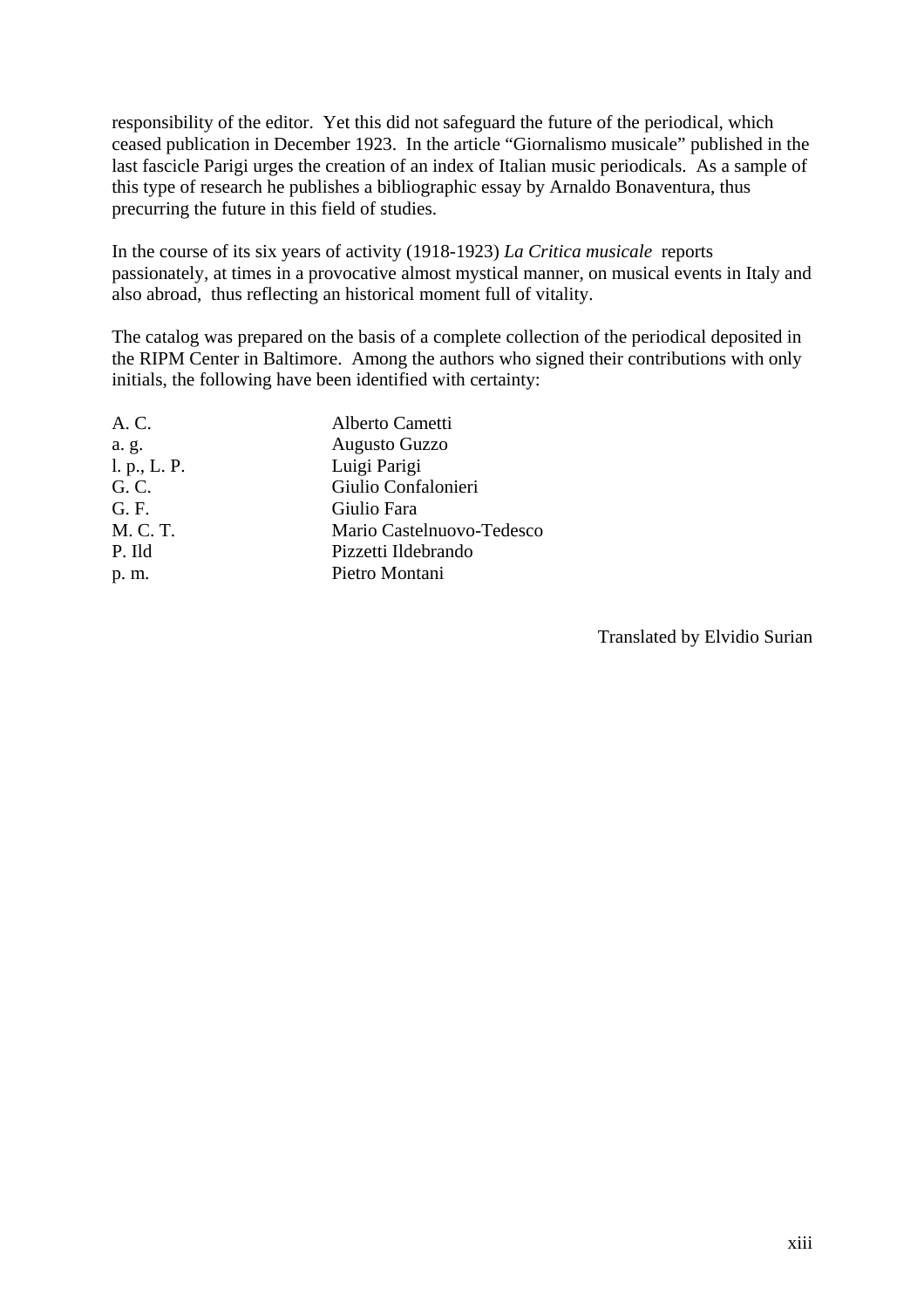responsibility of the editor. Yet this did not safeguard the future of the periodical, which ceased publication in December 1923. In the article "Giornalismo musicale" published in the last fascicle Parigi urges the creation of an index of Italian music periodicals. As a sample of this type of research he publishes a bibliographic essay by Arnaldo Bonaventura, thus precurring the future in this field of studies.

In the course of its six years of activity (1918-1923) *La Critica musicale* reports passionately, at times in a provocative almost mystical manner, on musical events in Italy and also abroad, thus reflecting an historical moment full of vitality.

The catalog was prepared on the basis of a complete collection of the periodical deposited in the RIPM Center in Baltimore. Among the authors who signed their contributions with only initials, the following have been identified with certainty:

| | |
|---|---|
| A. C. | Alberto Cametti |
| a. g. | Augusto Guzzo |
| l. p., L. P. | Luigi Parigi |
| G. C. | Giulio Confalonieri |
| G. F. | Giulio Fara |
| M. C. T. | Mario Castelnuovo-Tedesco |
| P. Ild | Pizzetti Ildebrando |
| p. m. | Pietro Montani |

Translated by Elvidio Surian